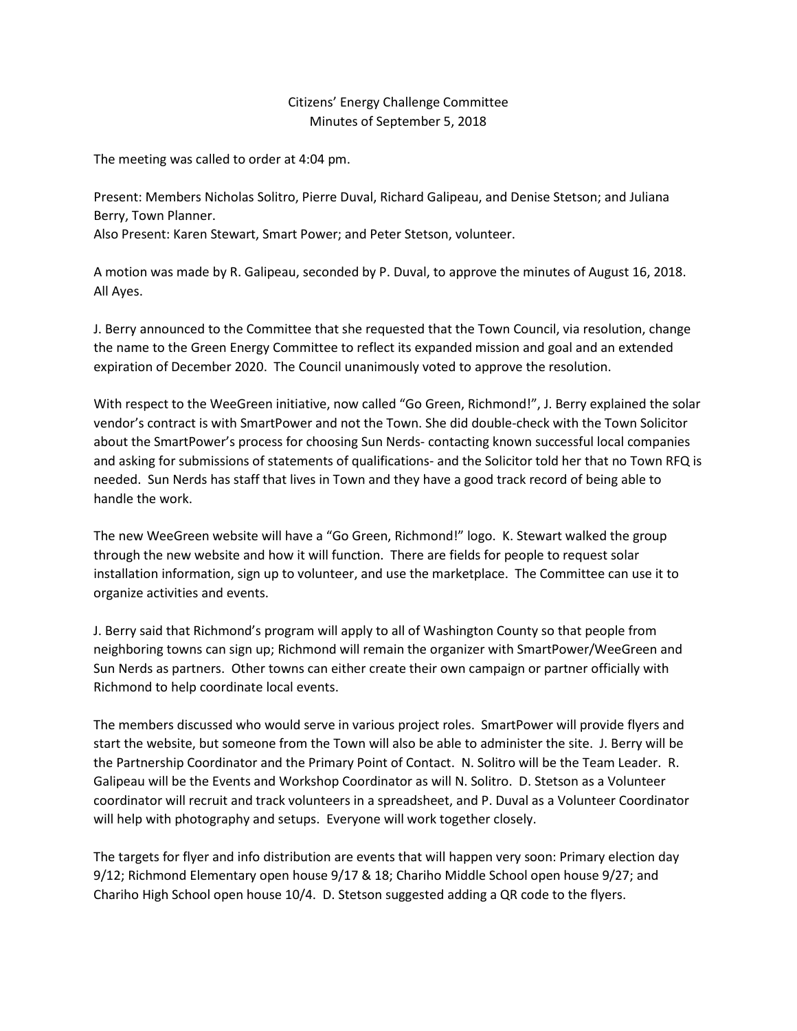# Citizens' Energy Challenge Committee
## Minutes of September 5, 2018

The meeting was called to order at 4:04 pm.

Present: Members Nicholas Solitro, Pierre Duval, Richard Galipeau, and Denise Stetson; and Juliana Berry, Town Planner.
Also Present: Karen Stewart, Smart Power; and Peter Stetson, volunteer.

A motion was made by R. Galipeau, seconded by P. Duval, to approve the minutes of August 16, 2018. All Ayes.

J. Berry announced to the Committee that she requested that the Town Council, via resolution, change the name to the Green Energy Committee to reflect its expanded mission and goal and an extended expiration of December 2020. The Council unanimously voted to approve the resolution.

With respect to the WeeGreen initiative, now called "Go Green, Richmond!", J. Berry explained the solar vendor's contract is with SmartPower and not the Town. She did double-check with the Town Solicitor about the SmartPower's process for choosing Sun Nerds- contacting known successful local companies and asking for submissions of statements of qualifications- and the Solicitor told her that no Town RFQ is needed. Sun Nerds has staff that lives in Town and they have a good track record of being able to handle the work.

The new WeeGreen website will have a "Go Green, Richmond!" logo. K. Stewart walked the group through the new website and how it will function. There are fields for people to request solar installation information, sign up to volunteer, and use the marketplace. The Committee can use it to organize activities and events.

J. Berry said that Richmond's program will apply to all of Washington County so that people from neighboring towns can sign up; Richmond will remain the organizer with SmartPower/WeeGreen and Sun Nerds as partners. Other towns can either create their own campaign or partner officially with Richmond to help coordinate local events.

The members discussed who would serve in various project roles. SmartPower will provide flyers and start the website, but someone from the Town will also be able to administer the site. J. Berry will be the Partnership Coordinator and the Primary Point of Contact. N. Solitro will be the Team Leader. R. Galipeau will be the Events and Workshop Coordinator as will N. Solitro. D. Stetson as a Volunteer coordinator will recruit and track volunteers in a spreadsheet, and P. Duval as a Volunteer Coordinator will help with photography and setups. Everyone will work together closely.

The targets for flyer and info distribution are events that will happen very soon: Primary election day 9/12; Richmond Elementary open house 9/17 & 18; Chariho Middle School open house 9/27; and Chariho High School open house 10/4. D. Stetson suggested adding a QR code to the flyers.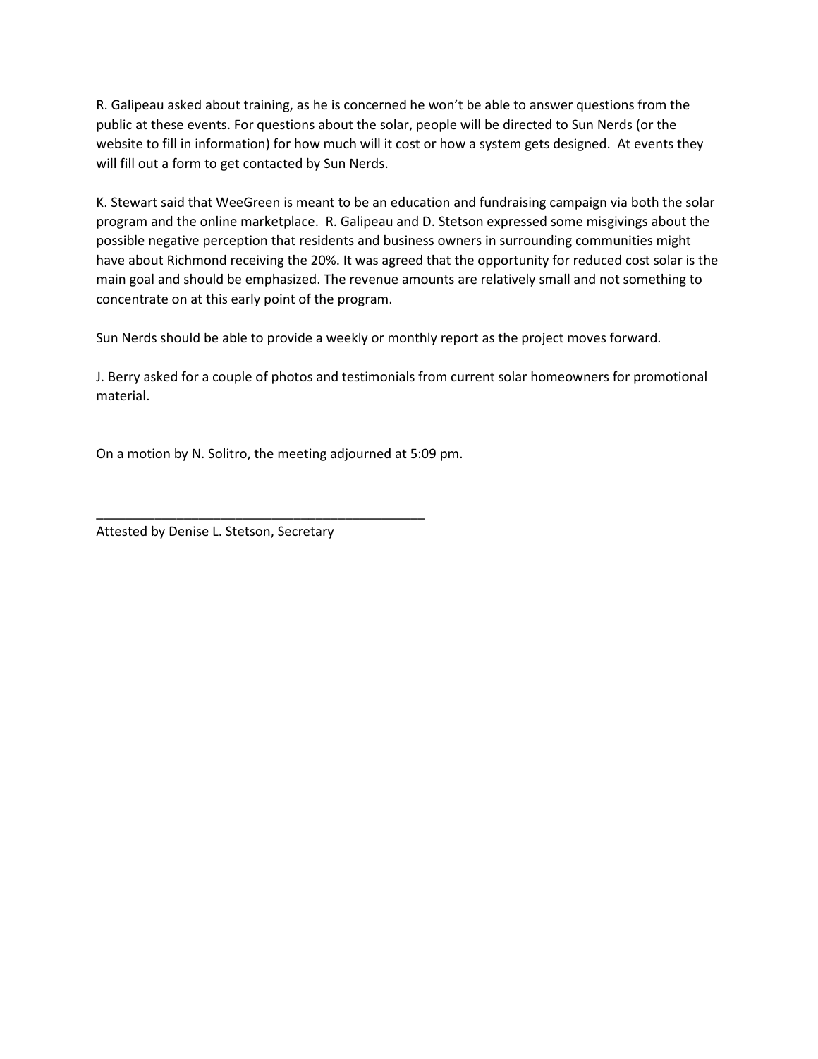R. Galipeau asked about training, as he is concerned he won't be able to answer questions from the public at these events. For questions about the solar, people will be directed to Sun Nerds (or the website to fill in information) for how much will it cost or how a system gets designed. At events they will fill out a form to get contacted by Sun Nerds.

K. Stewart said that WeeGreen is meant to be an education and fundraising campaign via both the solar program and the online marketplace. R. Galipeau and D. Stetson expressed some misgivings about the possible negative perception that residents and business owners in surrounding communities might have about Richmond receiving the 20%. It was agreed that the opportunity for reduced cost solar is the main goal and should be emphasized. The revenue amounts are relatively small and not something to concentrate on at this early point of the program.

Sun Nerds should be able to provide a weekly or monthly report as the project moves forward.

J. Berry asked for a couple of photos and testimonials from current solar homeowners for promotional material.

On a motion by N. Solitro, the meeting adjourned at 5:09 pm.

_______________________________________________

Attested by Denise L. Stetson, Secretary